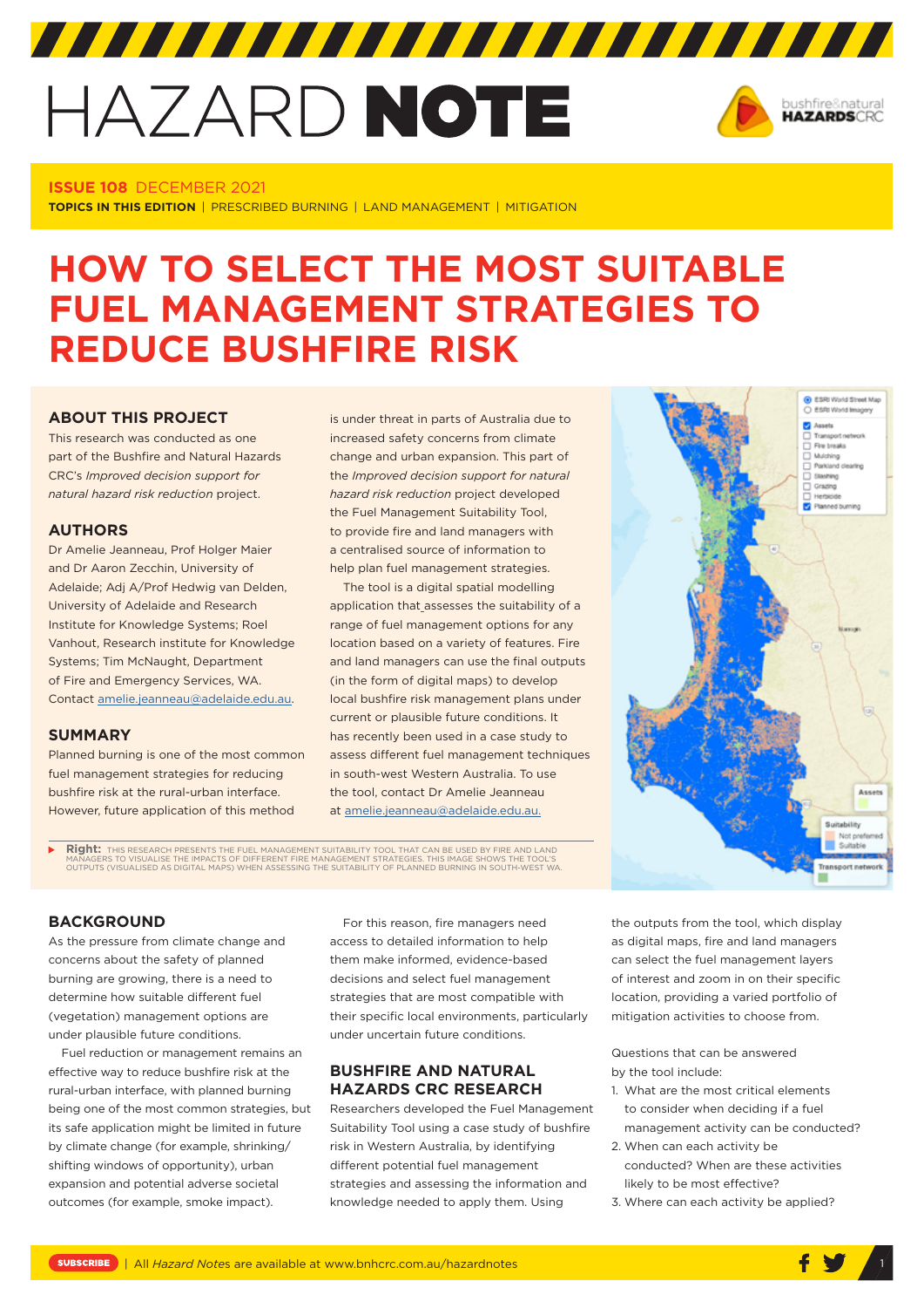# HAZARD NOTE

**ISSUE 108** DECEMBER 2021

**TOPICS IN THIS EDITION** | PRESCRIBED BURNING | LAND MANAGEMENT | MITIGATION

# HOW TO SELECT THE MOST SUITABLE FUEL MANAGEMENT STRATEGIES TO REDUCE BUSHFIRE RISK

## ABOUT THIS PROJECT

This research was conducted as one part of the Bushfire and Natural Hazards CRC's *Improved decision support for natural hazard risk reduction* project.

## AUTHORS

Dr Amelie Jeanneau, Prof Holger Maier and Dr Aaron Zecchin, University of Adelaide; Adj A/Prof Hedwig van Delden, University of Adelaide and Research Institute for Knowledge Systems; Roel Vanhout, Research institute for Knowledge Systems; Tim McNaught, Department of Fire and Emergency Services, WA. Contact amelie.jeanneau@adelaide.edu.au.

## SUMMARY

Planned burning is one of the most common fuel management strategies for reducing bushfire risk at the rural-urban interface. However, future application of this method is under threat in parts of Australia due to increased safety concerns from climate change and urban expansion. This part of the *Improved decision support for natural hazard risk reduction* project developed the Fuel Management Suitability Tool, to provide fire and land managers with a centralised source of information to help plan fuel management strategies.

The tool is a digital spatial modelling application that assesses the suitability of a range of fuel management options for any location based on a variety of features. Fire and land managers can use the final outputs (in the form of digital maps) to develop local bushfire risk management plans under current or plausible future conditions. It has recently been used in a case study to assess different fuel management techniques in south-west Western Australia. To use the tool, contact Dr Amelie Jeanneau at amelie.jeanneau@adelaide.edu.au.

**Right:** THIS RESEARCH PRESENTS THE FUEL MANAGEMENT SUITABILITY TOOL THAT CAN BE USED BY FIRE AND LAND MANAGERS TO VISUALISE THE IMPACTS OF DIFFERENT FIRE MANAGEMENT STRATEGIES. THIS IMAGE SHOWS THE TOOL'S OUTPUTS (VISUALISED AS DIGITAL MAPS) WHEN ASSESSING THE SUITABILITY OF PLANNED BURNING IN SOUTH-WEST WA.

## BACKGROUND

As the pressure from climate change and concerns about the safety of planned burning are growing, there is a need to determine how suitable different fuel (vegetation) management options are under plausible future conditions.

Fuel reduction or management remains an effective way to reduce bushfire risk at the rural-urban interface, with planned burning being one of the most common strategies, but its safe application might be limited in future by climate change (for example, shrinking/shifting windows of opportunity), urban expansion and potential adverse societal outcomes (for example, smoke impact).

For this reason, fire managers need access to detailed information to help them make informed, evidence-based decisions and select fuel management strategies that are most compatible with their specific local environments, particularly under uncertain future conditions.

## BUSHFIRE AND NATURAL HAZARDS CRC RESEARCH

Researchers developed the Fuel Management Suitability Tool using a case study of bushfire risk in Western Australia, by identifying different potential fuel management strategies and assessing the information and knowledge needed to apply them. Using the outputs from the tool, which display as digital maps, fire and land managers can select the fuel management layers of interest and zoom in on their specific location, providing a varied portfolio of mitigation activities to choose from.

Questions that can be answered by the tool include:

1. What are the most critical elements to consider when deciding if a fuel management activity can be conducted?
2. When can each activity be conducted? When are these activities likely to be most effective?
3. Where can each activity be applied?

**SUBSCRIBE** | All *Hazard Notes* are available at www.bnhcrc.com.au/hazardnotes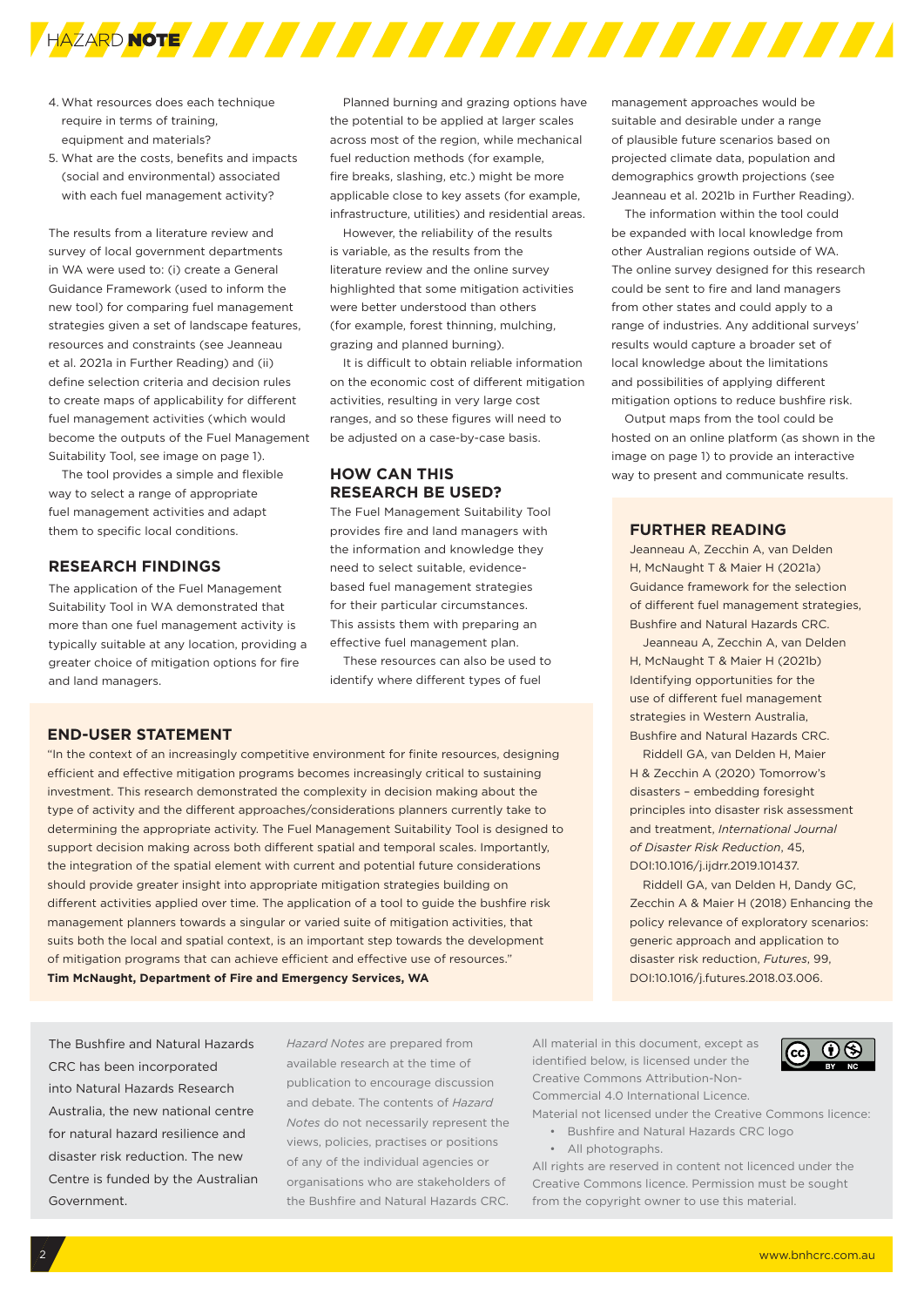4. What resources does each technique require in terms of training, equipment and materials?
5. What are the costs, benefits and impacts (social and environmental) associated with each fuel management activity?

The results from a literature review and survey of local government departments in WA were used to: (i) create a General Guidance Framework (used to inform the new tool) for comparing fuel management strategies given a set of landscape features, resources and constraints (see Jeanneau et al. 2021a in Further Reading) and (ii) define selection criteria and decision rules to create maps of applicability for different fuel management activities (which would become the outputs of the Fuel Management Suitability Tool, see image on page 1).

The tool provides a simple and flexible way to select a range of appropriate fuel management activities and adapt them to specific local conditions.

## RESEARCH FINDINGS

The application of the Fuel Management Suitability Tool in WA demonstrated that more than one fuel management activity is typically suitable at any location, providing a greater choice of mitigation options for fire and land managers.

Planned burning and grazing options have the potential to be applied at larger scales across most of the region, while mechanical fuel reduction methods (for example, fire breaks, slashing, etc.) might be more applicable close to key assets (for example, infrastructure, utilities) and residential areas.

However, the reliability of the results is variable, as the results from the literature review and the online survey highlighted that some mitigation activities were better understood than others (for example, forest thinning, mulching, grazing and planned burning).

It is difficult to obtain reliable information on the economic cost of different mitigation activities, resulting in very large cost ranges, and so these figures will need to be adjusted on a case-by-case basis.

## HOW CAN THIS RESEARCH BE USED?

The Fuel Management Suitability Tool provides fire and land managers with the information and knowledge they need to select suitable, evidence-based fuel management strategies for their particular circumstances. This assists them with preparing an effective fuel management plan.

These resources can also be used to identify where different types of fuel management approaches would be suitable and desirable under a range of plausible future scenarios based on projected climate data, population and demographics growth projections (see Jeanneau et al. 2021b in Further Reading).

The information within the tool could be expanded with local knowledge from other Australian regions outside of WA. The online survey designed for this research could be sent to fire and land managers from other states and could apply to a range of industries. Any additional surveys' results would capture a broader set of local knowledge about the limitations and possibilities of applying different mitigation options to reduce bushfire risk.

Output maps from the tool could be hosted on an online platform (as shown in the image on page 1) to provide an interactive way to present and communicate results.

## END-USER STATEMENT

"In the context of an increasingly competitive environment for finite resources, designing efficient and effective mitigation programs becomes increasingly critical to sustaining investment. This research demonstrated the complexity in decision making about the type of activity and the different approaches/considerations planners currently take to determining the appropriate activity. The Fuel Management Suitability Tool is designed to support decision making across both different spatial and temporal scales. Importantly, the integration of the spatial element with current and potential future considerations should provide greater insight into appropriate mitigation strategies building on different activities applied over time. The application of a tool to guide the bushfire risk management planners towards a singular or varied suite of mitigation activities, that suits both the local and spatial context, is an important step towards the development of mitigation programs that can achieve efficient and effective use of resources."

**Tim McNaught, Department of Fire and Emergency Services, WA**

## FURTHER READING

Jeanneau A, Zecchin A, van Delden H, McNaught T & Maier H (2021a) Guidance framework for the selection of different fuel management strategies, Bushfire and Natural Hazards CRC.

Jeanneau A, Zecchin A, van Delden H, McNaught T & Maier H (2021b) Identifying opportunities for the use of different fuel management strategies in Western Australia, Bushfire and Natural Hazards CRC.

Riddell GA, van Delden H, Maier H & Zecchin A (2020) Tomorrow's disasters – embedding foresight principles into disaster risk assessment and treatment, *International Journal of Disaster Risk Reduction*, 45, DOI:10.1016/j.ijdrr.2019.101437.

Riddell GA, van Delden H, Dandy GC, Zecchin A & Maier H (2018) Enhancing the policy relevance of exploratory scenarios: generic approach and application to disaster risk reduction, *Futures*, 99, DOI:10.1016/j.futures.2018.03.006.

The Bushfire and Natural Hazards CRC has been incorporated into Natural Hazards Research Australia, the new national centre for natural hazard resilience and disaster risk reduction. The new Centre is funded by the Australian Government.

*Hazard Notes* are prepared from available research at the time of publication to encourage discussion and debate. The contents of *Hazard Notes* do not necessarily represent the views, policies, practises or positions of any of the individual agencies or organisations who are stakeholders of the Bushfire and Natural Hazards CRC.

All material in this document, except as identified below, is licensed under the Creative Commons Attribution-Non-Commercial 4.0 International Licence.

Material not licensed under the Creative Commons licence:

- Bushfire and Natural Hazards CRC logo
- All photographs.

All rights are reserved in content not licenced under the Creative Commons licence. Permission must be sought from the copyright owner to use this material.